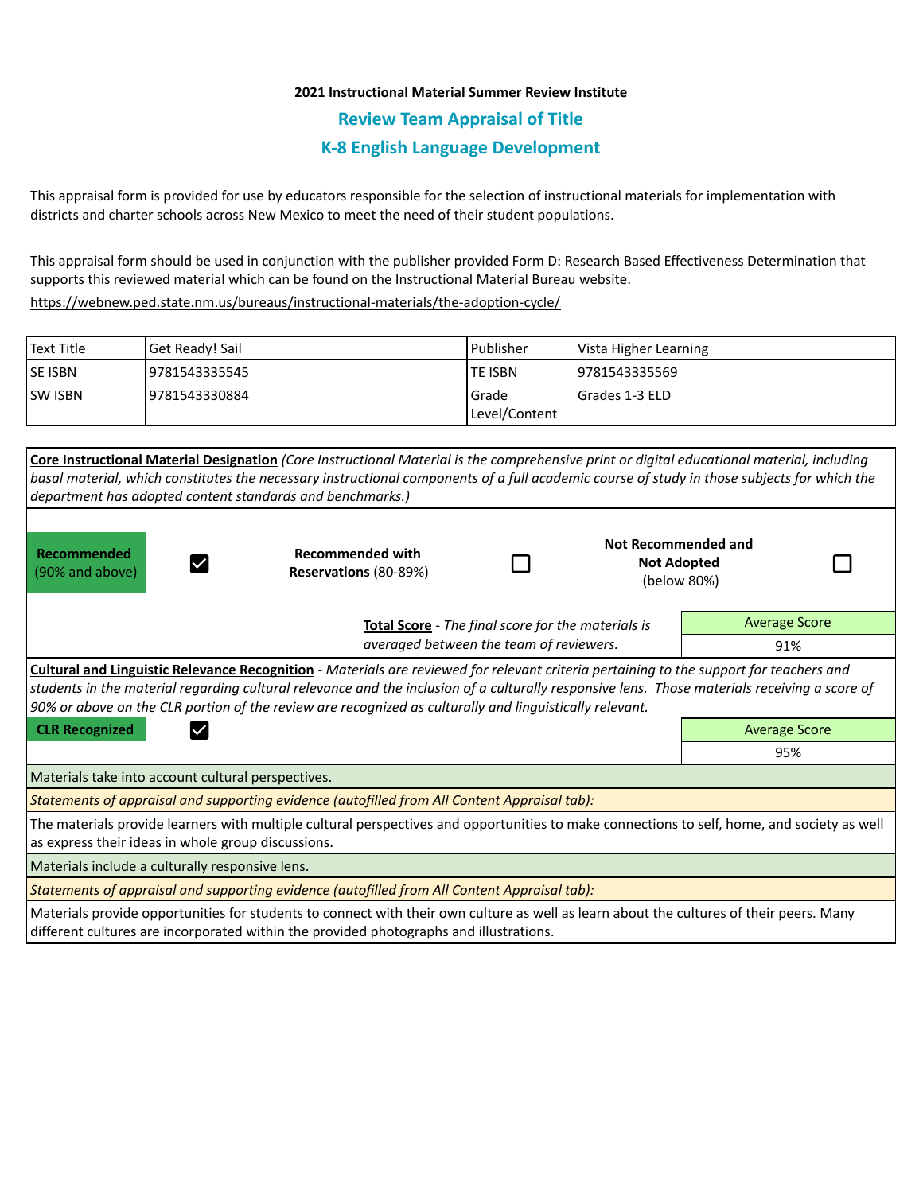**2021 Instructional Material Summer Review Institute**

## Review Team Appraisal of Title

## K-8 English Language Development

This appraisal form is provided for use by educators responsible for the selection of instructional materials for implementation with districts and charter schools across New Mexico to meet the need of their student populations.

This appraisal form should be used in conjunction with the publisher provided Form D: Research Based Effectiveness Determination that supports this reviewed material which can be found on the Instructional Material Bureau website.
https://webnew.ped.state.nm.us/bureaus/instructional-materials/the-adoption-cycle/

| Text Title | Get Ready! Sail | Publisher | Vista Higher Learning |
|---|---|---|---|
| SE ISBN | 9781543335545 | TE ISBN | 9781543335569 |
| SW ISBN | 9781543330884 | Grade Level/Content | Grades 1-3 ELD |

**Core Instructional Material Designation** *(Core Instructional Material is the comprehensive print or digital educational material, including basal material, which constitutes the necessary instructional components of a full academic course of study in those subjects for which the department has adopted content standards and benchmarks.)*

| **Recommended** (90% and above) | ☑ | **Recommended with Reservations** (80-89%) | ☐ | **Not Recommended and Not Adopted** (below 80%) | ☐ |
|---|---|---|---|---|---|

**Total Score** - *The final score for the materials is averaged between the team of reviewers.*

| Average Score |
|---|
| 91% |

**Cultural and Linguistic Relevance Recognition** - *Materials are reviewed for relevant criteria pertaining to the support for teachers and students in the material regarding cultural relevance and the inclusion of a culturally responsive lens. Those materials receiving a score of 90% or above on the CLR portion of the review are recognized as culturally and linguistically relevant.*

**CLR Recognized** ☑

| Average Score |
|---|
| 95% |

Materials take into account cultural perspectives.

*Statements of appraisal and supporting evidence (autofilled from All Content Appraisal tab):*

The materials provide learners with multiple cultural perspectives and opportunities to make connections to self, home, and society as well as express their ideas in whole group discussions.

Materials include a culturally responsive lens.

*Statements of appraisal and supporting evidence (autofilled from All Content Appraisal tab):*

Materials provide opportunities for students to connect with their own culture as well as learn about the cultures of their peers. Many different cultures are incorporated within the provided photographs and illustrations.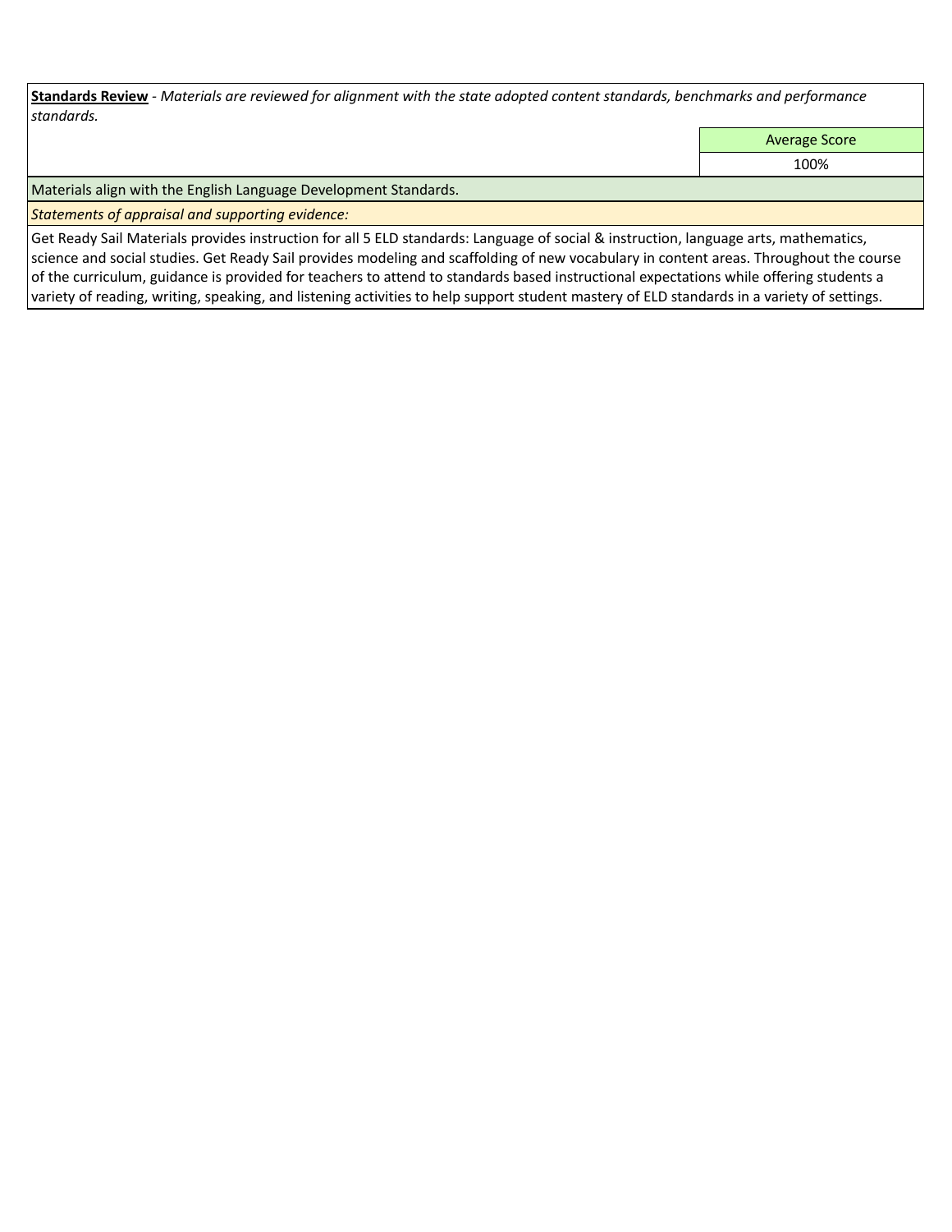**Standards Review** - *Materials are reviewed for alignment with the state adopted content standards, benchmarks and performance standards.*

| | Average Score |
|---|---|
| | 100% |

Materials align with the English Language Development Standards.

*Statements of appraisal and supporting evidence:*

Get Ready Sail Materials provides instruction for all 5 ELD standards: Language of social & instruction, language arts, mathematics, science and social studies. Get Ready Sail provides modeling and scaffolding of new vocabulary in content areas. Throughout the course of the curriculum, guidance is provided for teachers to attend to standards based instructional expectations while offering students a variety of reading, writing, speaking, and listening activities to help support student mastery of ELD standards in a variety of settings.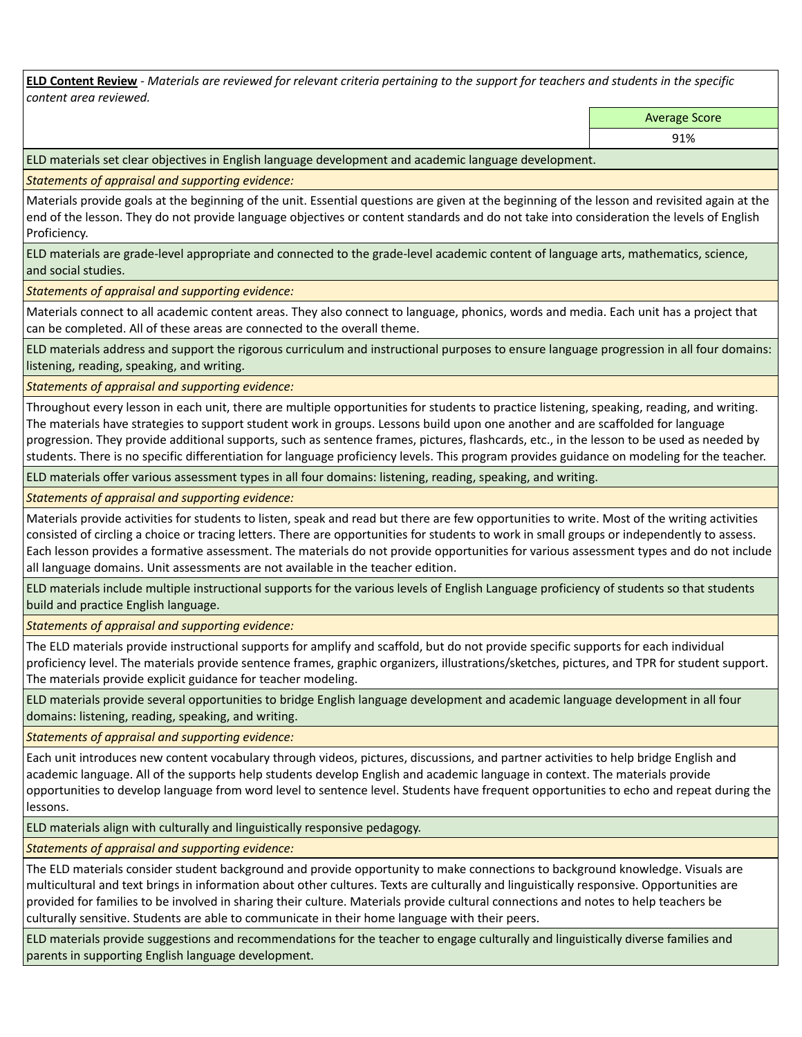**ELD Content Review** - *Materials are reviewed for relevant criteria pertaining to the support for teachers and students in the specific content area reviewed.*

| Average Score |
|---|
| 91% |

**ELD materials set clear objectives in English language development and academic language development.**

*Statements of appraisal and supporting evidence:*

Materials provide goals at the beginning of the unit. Essential questions are given at the beginning of the lesson and revisited again at the end of the lesson. They do not provide language objectives or content standards and do not take into consideration the levels of English Proficiency.

**ELD materials are grade-level appropriate and connected to the grade-level academic content of language arts, mathematics, science, and social studies.**

*Statements of appraisal and supporting evidence:*

Materials connect to all academic content areas. They also connect to language, phonics, words and media. Each unit has a project that can be completed. All of these areas are connected to the overall theme.

**ELD materials address and support the rigorous curriculum and instructional purposes to ensure language progression in all four domains: listening, reading, speaking, and writing.**

*Statements of appraisal and supporting evidence:*

Throughout every lesson in each unit, there are multiple opportunities for students to practice listening, speaking, reading, and writing. The materials have strategies to support student work in groups. Lessons build upon one another and are scaffolded for language progression. They provide additional supports, such as sentence frames, pictures, flashcards, etc., in the lesson to be used as needed by students. There is no specific differentiation for language proficiency levels. This program provides guidance on modeling for the teacher.

**ELD materials offer various assessment types in all four domains: listening, reading, speaking, and writing.**

*Statements of appraisal and supporting evidence:*

Materials provide activities for students to listen, speak and read but there are few opportunities to write. Most of the writing activities consisted of circling a choice or tracing letters. There are opportunities for students to work in small groups or independently to assess. Each lesson provides a formative assessment. The materials do not provide opportunities for various assessment types and do not include all language domains. Unit assessments are not available in the teacher edition.

**ELD materials include multiple instructional supports for the various levels of English Language proficiency of students so that students build and practice English language.**

*Statements of appraisal and supporting evidence:*

The ELD materials provide instructional supports for amplify and scaffold, but do not provide specific supports for each individual proficiency level. The materials provide sentence frames, graphic organizers, illustrations/sketches, pictures, and TPR for student support. The materials provide explicit guidance for teacher modeling.

**ELD materials provide several opportunities to bridge English language development and academic language development in all four domains: listening, reading, speaking, and writing.**

*Statements of appraisal and supporting evidence:*

Each unit introduces new content vocabulary through videos, pictures, discussions, and partner activities to help bridge English and academic language. All of the supports help students develop English and academic language in context. The materials provide opportunities to develop language from word level to sentence level. Students have frequent opportunities to echo and repeat during the lessons.

**ELD materials align with culturally and linguistically responsive pedagogy.**

*Statements of appraisal and supporting evidence:*

The ELD materials consider student background and provide opportunity to make connections to background knowledge. Visuals are multicultural and text brings in information about other cultures. Texts are culturally and linguistically responsive. Opportunities are provided for families to be involved in sharing their culture. Materials provide cultural connections and notes to help teachers be culturally sensitive. Students are able to communicate in their home language with their peers.

**ELD materials provide suggestions and recommendations for the teacher to engage culturally and linguistically diverse families and parents in supporting English language development.**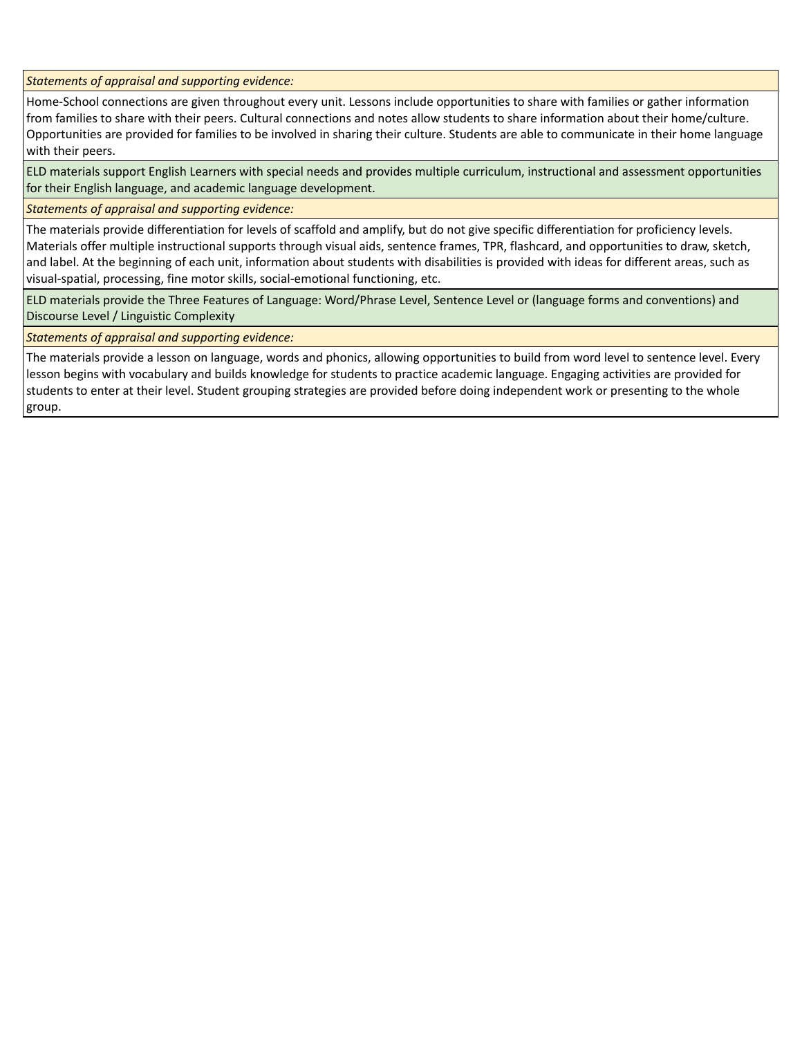*Statements of appraisal and supporting evidence:*

Home-School connections are given throughout every unit. Lessons include opportunities to share with families or gather information from families to share with their peers. Cultural connections and notes allow students to share information about their home/culture. Opportunities are provided for families to be involved in sharing their culture. Students are able to communicate in their home language with their peers.

ELD materials support English Learners with special needs and provides multiple curriculum, instructional and assessment opportunities for their English language, and academic language development.

*Statements of appraisal and supporting evidence:*

The materials provide differentiation for levels of scaffold and amplify, but do not give specific differentiation for proficiency levels. Materials offer multiple instructional supports through visual aids, sentence frames, TPR, flashcard, and opportunities to draw, sketch, and label. At the beginning of each unit, information about students with disabilities is provided with ideas for different areas, such as visual-spatial, processing, fine motor skills, social-emotional functioning, etc.

ELD materials provide the Three Features of Language: Word/Phrase Level, Sentence Level or (language forms and conventions) and Discourse Level / Linguistic Complexity

*Statements of appraisal and supporting evidence:*

The materials provide a lesson on language, words and phonics, allowing opportunities to build from word level to sentence level. Every lesson begins with vocabulary and builds knowledge for students to practice academic language. Engaging activities are provided for students to enter at their level. Student grouping strategies are provided before doing independent work or presenting to the whole group.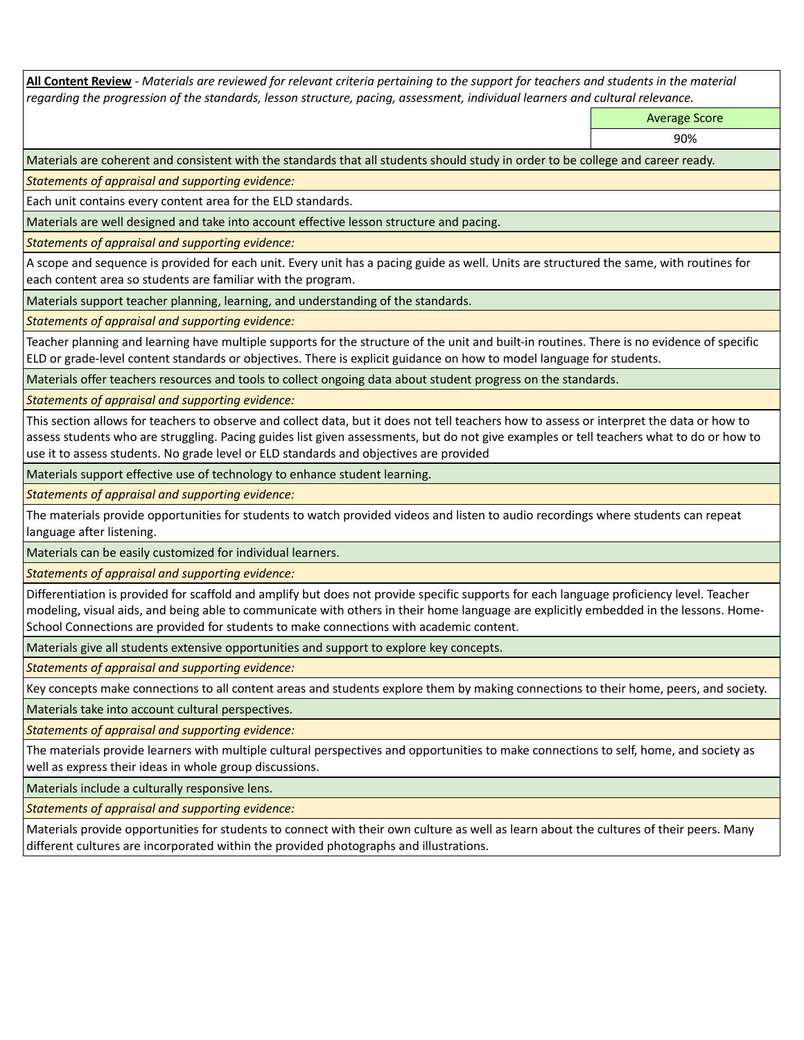**All Content Review** - *Materials are reviewed for relevant criteria pertaining to the support for teachers and students in the material regarding the progression of the standards, lesson structure, pacing, assessment, individual learners and cultural relevance.*

| Average Score |
|---|
| 90% |

Materials are coherent and consistent with the standards that all students should study in order to be college and career ready.

*Statements of appraisal and supporting evidence:*

Each unit contains every content area for the ELD standards.

Materials are well designed and take into account effective lesson structure and pacing.

*Statements of appraisal and supporting evidence:*

A scope and sequence is provided for each unit. Every unit has a pacing guide as well. Units are structured the same, with routines for each content area so students are familiar with the program.

Materials support teacher planning, learning, and understanding of the standards.

*Statements of appraisal and supporting evidence:*

Teacher planning and learning have multiple supports for the structure of the unit and built-in routines. There is no evidence of specific ELD or grade-level content standards or objectives. There is explicit guidance on how to model language for students.

Materials offer teachers resources and tools to collect ongoing data about student progress on the standards.

*Statements of appraisal and supporting evidence:*

This section allows for teachers to observe and collect data, but it does not tell teachers how to assess or interpret the data or how to assess students who are struggling. Pacing guides list given assessments, but do not give examples or tell teachers what to do or how to use it to assess students. No grade level or ELD standards and objectives are provided

Materials support effective use of technology to enhance student learning.

*Statements of appraisal and supporting evidence:*

The materials provide opportunities for students to watch provided videos and listen to audio recordings where students can repeat language after listening.

Materials can be easily customized for individual learners.

*Statements of appraisal and supporting evidence:*

Differentiation is provided for scaffold and amplify but does not provide specific supports for each language proficiency level. Teacher modeling, visual aids, and being able to communicate with others in their home language are explicitly embedded in the lessons. Home-School Connections are provided for students to make connections with academic content.

Materials give all students extensive opportunities and support to explore key concepts.

*Statements of appraisal and supporting evidence:*

Key concepts make connections to all content areas and students explore them by making connections to their home, peers, and society.

Materials take into account cultural perspectives.

*Statements of appraisal and supporting evidence:*

The materials provide learners with multiple cultural perspectives and opportunities to make connections to self, home, and society as well as express their ideas in whole group discussions.

Materials include a culturally responsive lens.

*Statements of appraisal and supporting evidence:*

Materials provide opportunities for students to connect with their own culture as well as learn about the cultures of their peers. Many different cultures are incorporated within the provided photographs and illustrations.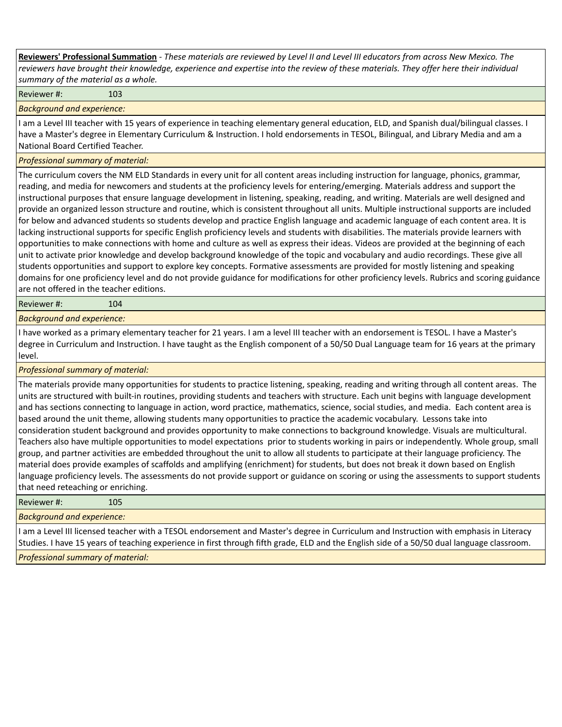**Reviewers' Professional Summation** - *These materials are reviewed by Level II and Level III educators from across New Mexico. The reviewers have brought their knowledge, experience and expertise into the review of these materials. They offer here their individual summary of the material as a whole.*

Reviewer #: 103

*Background and experience:*

I am a Level III teacher with 15 years of experience in teaching elementary general education, ELD, and Spanish dual/bilingual classes. I have a Master's degree in Elementary Curriculum & Instruction. I hold endorsements in TESOL, Bilingual, and Library Media and am a National Board Certified Teacher.

*Professional summary of material:*

The curriculum covers the NM ELD Standards in every unit for all content areas including instruction for language, phonics, grammar, reading, and media for newcomers and students at the proficiency levels for entering/emerging. Materials address and support the instructional purposes that ensure language development in listening, speaking, reading, and writing. Materials are well designed and provide an organized lesson structure and routine, which is consistent throughout all units. Multiple instructional supports are included for below and advanced students so students develop and practice English language and academic language of each content area. It is lacking instructional supports for specific English proficiency levels and students with disabilities. The materials provide learners with opportunities to make connections with home and culture as well as express their ideas. Videos are provided at the beginning of each unit to activate prior knowledge and develop background knowledge of the topic and vocabulary and audio recordings. These give all students opportunities and support to explore key concepts. Formative assessments are provided for mostly listening and speaking domains for one proficiency level and do not provide guidance for modifications for other proficiency levels. Rubrics and scoring guidance are not offered in the teacher editions.

Reviewer #: 104

*Background and experience:*

I have worked as a primary elementary teacher for 21 years. I am a level III teacher with an endorsement is TESOL. I have a Master's degree in Curriculum and Instruction. I have taught as the English component of a 50/50 Dual Language team for 16 years at the primary level.

*Professional summary of material:*

The materials provide many opportunities for students to practice listening, speaking, reading and writing through all content areas. The units are structured with built-in routines, providing students and teachers with structure. Each unit begins with language development and has sections connecting to language in action, word practice, mathematics, science, social studies, and media. Each content area is based around the unit theme, allowing students many opportunities to practice the academic vocabulary. Lessons take into consideration student background and provides opportunity to make connections to background knowledge. Visuals are multicultural. Teachers also have multiple opportunities to model expectations prior to students working in pairs or independently. Whole group, small group, and partner activities are embedded throughout the unit to allow all students to participate at their language proficiency. The material does provide examples of scaffolds and amplifying (enrichment) for students, but does not break it down based on English language proficiency levels. The assessments do not provide support or guidance on scoring or using the assessments to support students that need reteaching or enriching.

Reviewer #: 105

*Background and experience:*

I am a Level III licensed teacher with a TESOL endorsement and Master's degree in Curriculum and Instruction with emphasis in Literacy Studies. I have 15 years of teaching experience in first through fifth grade, ELD and the English side of a 50/50 dual language classroom.

*Professional summary of material:*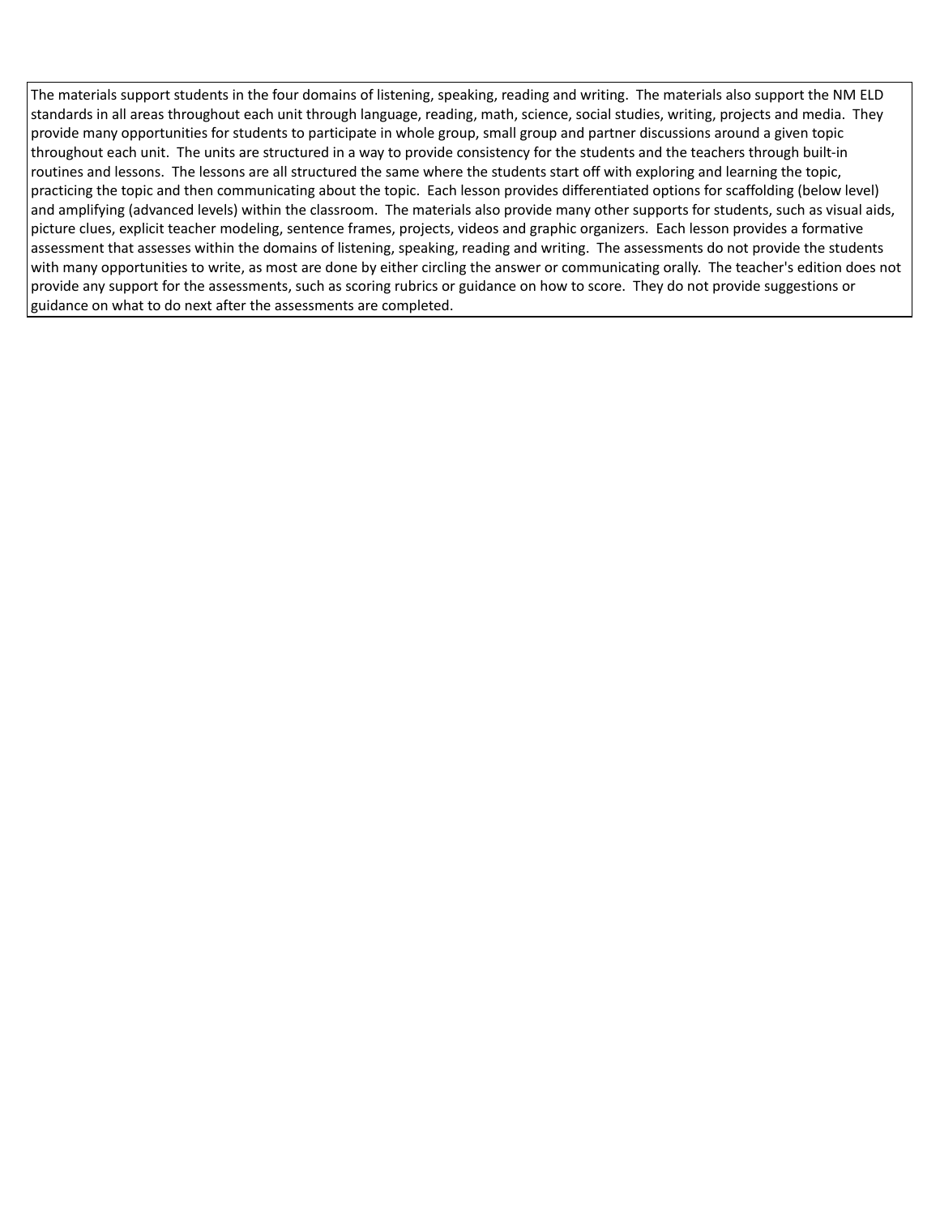The materials support students in the four domains of listening, speaking, reading and writing. The materials also support the NM ELD standards in all areas throughout each unit through language, reading, math, science, social studies, writing, projects and media. They provide many opportunities for students to participate in whole group, small group and partner discussions around a given topic throughout each unit. The units are structured in a way to provide consistency for the students and the teachers through built-in routines and lessons. The lessons are all structured the same where the students start off with exploring and learning the topic, practicing the topic and then communicating about the topic. Each lesson provides differentiated options for scaffolding (below level) and amplifying (advanced levels) within the classroom. The materials also provide many other supports for students, such as visual aids, picture clues, explicit teacher modeling, sentence frames, projects, videos and graphic organizers. Each lesson provides a formative assessment that assesses within the domains of listening, speaking, reading and writing. The assessments do not provide the students with many opportunities to write, as most are done by either circling the answer or communicating orally. The teacher's edition does not provide any support for the assessments, such as scoring rubrics or guidance on how to score. They do not provide suggestions or guidance on what to do next after the assessments are completed.